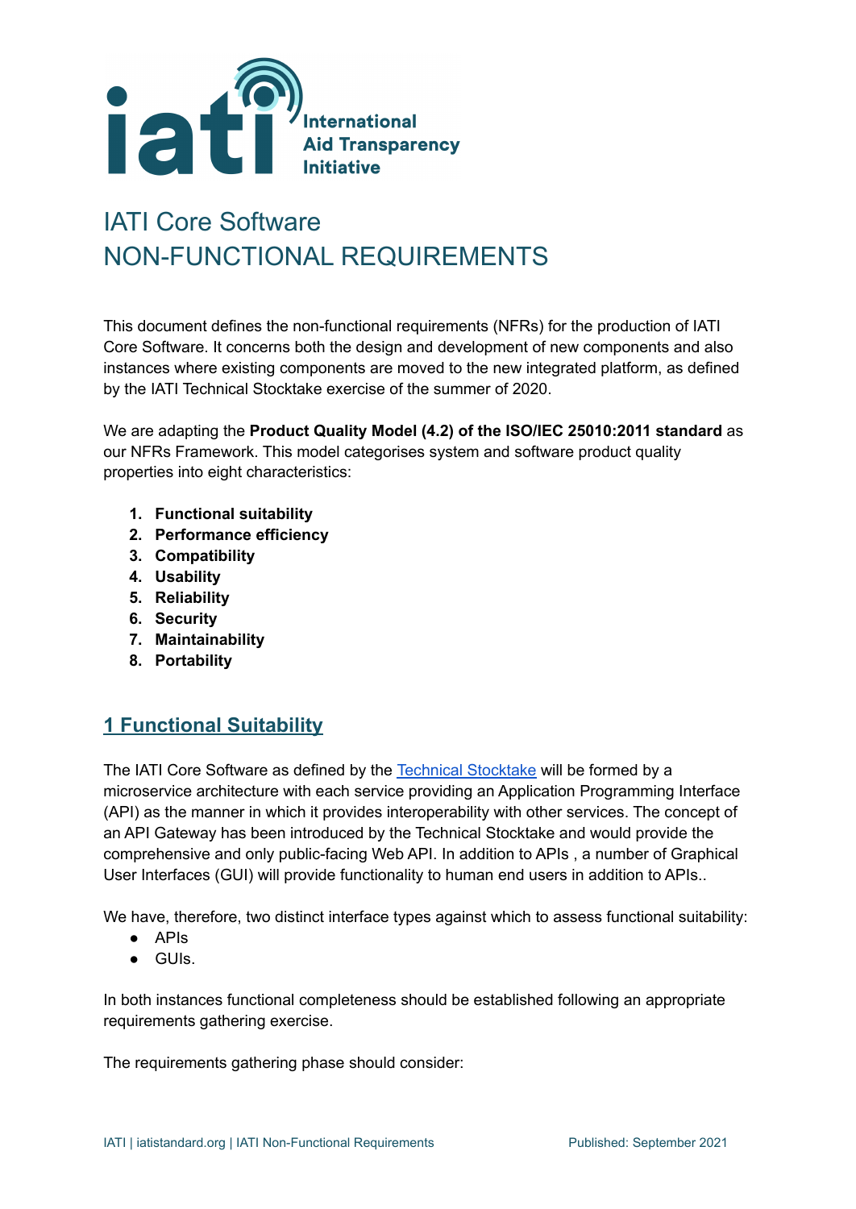# IATI Core Software
# NON-FUNCTIONAL REQUIREMENTS

This document defines the non-functional requirements (NFRs) for the production of IATI Core Software. It concerns both the design and development of new components and also instances where existing components are moved to the new integrated platform, as defined by the IATI Technical Stocktake exercise of the summer of 2020.

We are adapting the **Product Quality Model (4.2) of the ISO/IEC 25010:2011 standard** as our NFRs Framework. This model categorises system and software product quality properties into eight characteristics:

1. **Functional suitability**
2. **Performance efficiency**
3. **Compatibility**
4. **Usability**
5. **Reliability**
6. **Security**
7. **Maintainability**
8. **Portability**

## 1 Functional Suitability

The IATI Core Software as defined by the [Technical Stocktake](Technical Stocktake) will be formed by a microservice architecture with each service providing an Application Programming Interface (API) as the manner in which it provides interoperability with other services. The concept of an API Gateway has been introduced by the Technical Stocktake and would provide the comprehensive and only public-facing Web API. In addition to APIs , a number of Graphical User Interfaces (GUI) will provide functionality to human end users in addition to APIs..

We have, therefore, two distinct interface types against which to assess functional suitability:

- APIs
- GUIs.

In both instances functional completeness should be established following an appropriate requirements gathering exercise.

The requirements gathering phase should consider: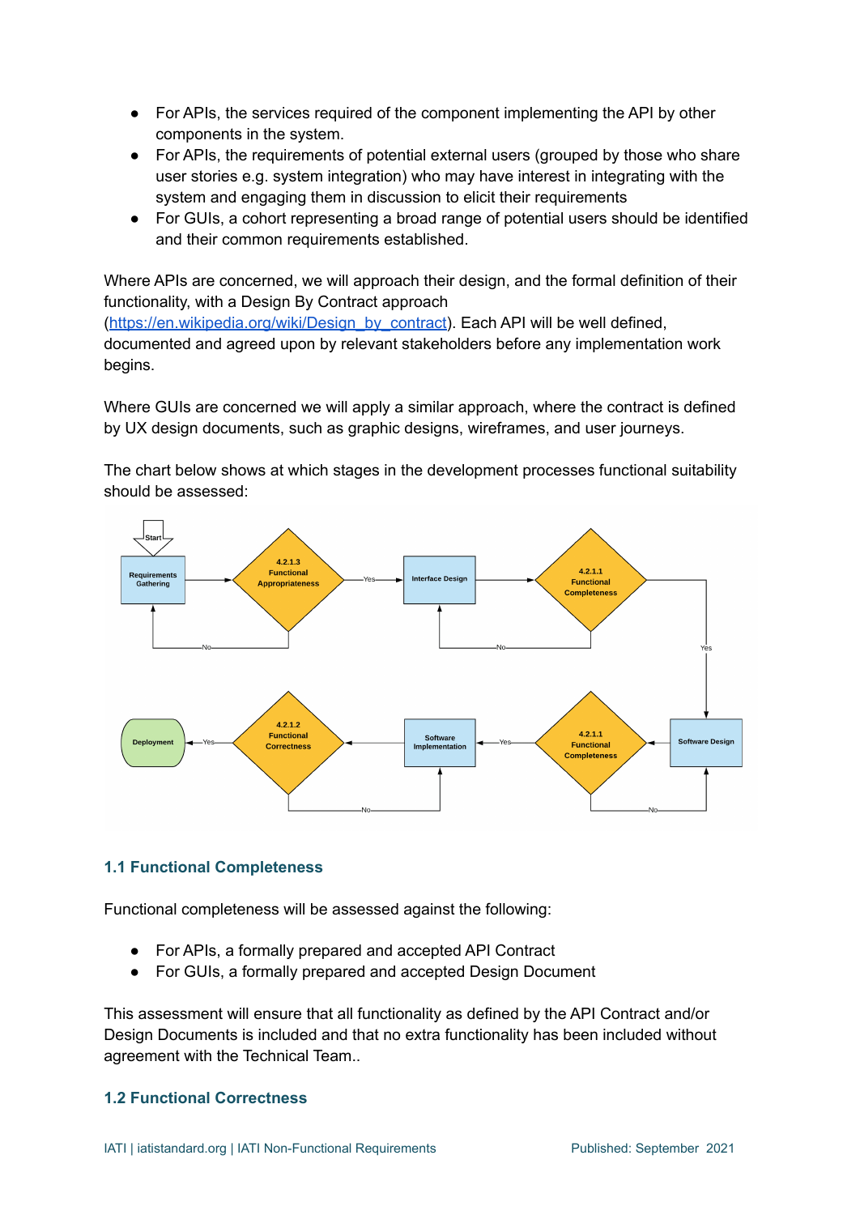- For APIs, the services required of the component implementing the API by other components in the system.
- For APIs, the requirements of potential external users (grouped by those who share user stories e.g. system integration) who may have interest in integrating with the system and engaging them in discussion to elicit their requirements
- For GUIs, a cohort representing a broad range of potential users should be identified and their common requirements established.

Where APIs are concerned, we will approach their design, and the formal definition of their functionality, with a Design By Contract approach (https://en.wikipedia.org/wiki/Design_by_contract). Each API will be well defined, documented and agreed upon by relevant stakeholders before any implementation work begins.

Where GUIs are concerned we will apply a similar approach, where the contract is defined by UX design documents, such as graphic designs, wireframes, and user journeys.

The chart below shows at which stages in the development processes functional suitability should be assessed:

## 1.1 Functional Completeness

Functional completeness will be assessed against the following:

- For APIs, a formally prepared and accepted API Contract
- For GUIs, a formally prepared and accepted Design Document

This assessment will ensure that all functionality as defined by the API Contract and/or Design Documents is included and that no extra functionality has been included without agreement with the Technical Team..

## 1.2 Functional Correctness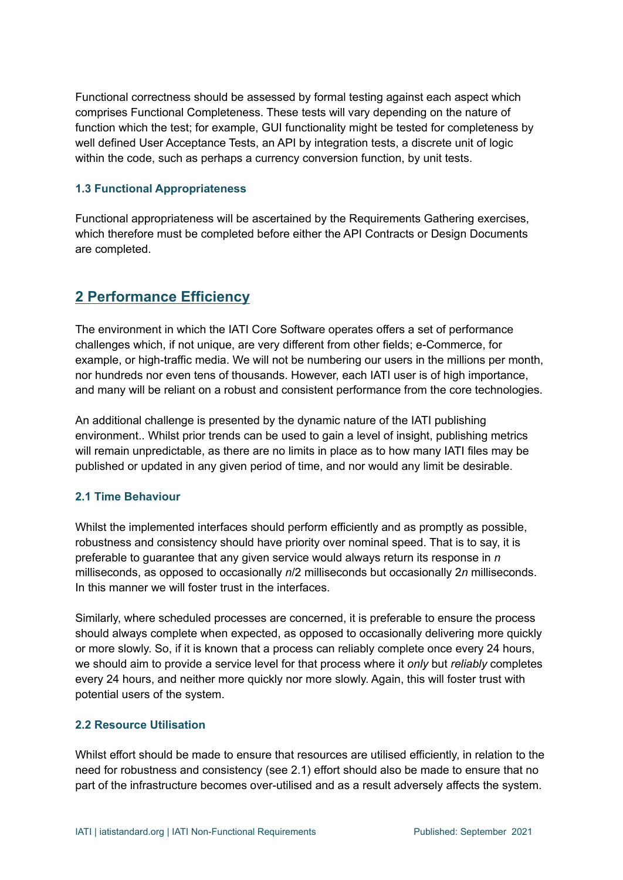Functional correctness should be assessed by formal testing against each aspect which comprises Functional Completeness. These tests will vary depending on the nature of function which the test; for example, GUI functionality might be tested for completeness by well defined User Acceptance Tests, an API by integration tests, a discrete unit of logic within the code, such as perhaps a currency conversion function, by unit tests.

### 1.3 Functional Appropriateness

Functional appropriateness will be ascertained by the Requirements Gathering exercises, which therefore must be completed before either the API Contracts or Design Documents are completed.

## 2 Performance Efficiency

The environment in which the IATI Core Software operates offers a set of performance challenges which, if not unique, are very different from other fields; e-Commerce, for example, or high-traffic media. We will not be numbering our users in the millions per month, nor hundreds nor even tens of thousands. However, each IATI user is of high importance, and many will be reliant on a robust and consistent performance from the core technologies.

An additional challenge is presented by the dynamic nature of the IATI publishing environment.. Whilst prior trends can be used to gain a level of insight, publishing metrics will remain unpredictable, as there are no limits in place as to how many IATI files may be published or updated in any given period of time, and nor would any limit be desirable.

### 2.1 Time Behaviour

Whilst the implemented interfaces should perform efficiently and as promptly as possible, robustness and consistency should have priority over nominal speed. That is to say, it is preferable to guarantee that any given service would always return its response in $n$ milliseconds, as opposed to occasionally $n/2$ milliseconds but occasionally $2n$ milliseconds. In this manner we will foster trust in the interfaces.

Similarly, where scheduled processes are concerned, it is preferable to ensure the process should always complete when expected, as opposed to occasionally delivering more quickly or more slowly. So, if it is known that a process can reliably complete once every 24 hours, we should aim to provide a service level for that process where it *only* but *reliably* completes every 24 hours, and neither more quickly nor more slowly. Again, this will foster trust with potential users of the system.

### 2.2 Resource Utilisation

Whilst effort should be made to ensure that resources are utilised efficiently, in relation to the need for robustness and consistency (see 2.1) effort should also be made to ensure that no part of the infrastructure becomes over-utilised and as a result adversely affects the system.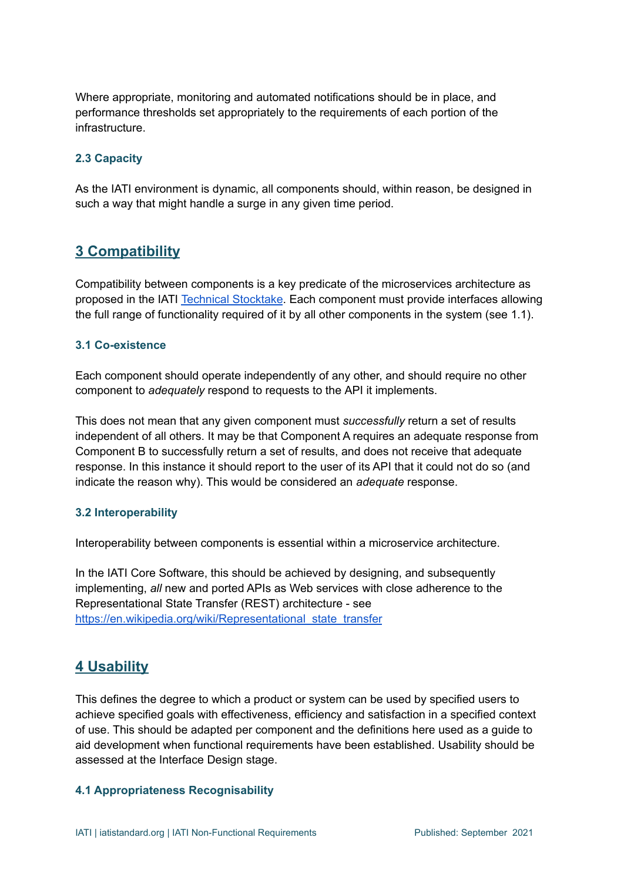Where appropriate, monitoring and automated notifications should be in place, and performance thresholds set appropriately to the requirements of each portion of the infrastructure.

### 2.3 Capacity

As the IATI environment is dynamic, all components should, within reason, be designed in such a way that might handle a surge in any given time period.

## 3 Compatibility

Compatibility between components is a key predicate of the microservices architecture as proposed in the IATI [Technical Stocktake](). Each component must provide interfaces allowing the full range of functionality required of it by all other components in the system (see 1.1).

### 3.1 Co-existence

Each component should operate independently of any other, and should require no other component to *adequately* respond to requests to the API it implements.

This does not mean that any given component must *successfully* return a set of results independent of all others. It may be that Component A requires an adequate response from Component B to successfully return a set of results, and does not receive that adequate response. In this instance it should report to the user of its API that it could not do so (and indicate the reason why). This would be considered an *adequate* response.

### 3.2 Interoperability

Interoperability between components is essential within a microservice architecture.

In the IATI Core Software, this should be achieved by designing, and subsequently implementing, *all* new and ported APIs as Web services with close adherence to the Representational State Transfer (REST) architecture - see [https://en.wikipedia.org/wiki/Representational_state_transfer](https://en.wikipedia.org/wiki/Representational_state_transfer)

## 4 Usability

This defines the degree to which a product or system can be used by specified users to achieve specified goals with effectiveness, efficiency and satisfaction in a specified context of use. This should be adapted per component and the definitions here used as a guide to aid development when functional requirements have been established. Usability should be assessed at the Interface Design stage.

### 4.1 Appropriateness Recognisability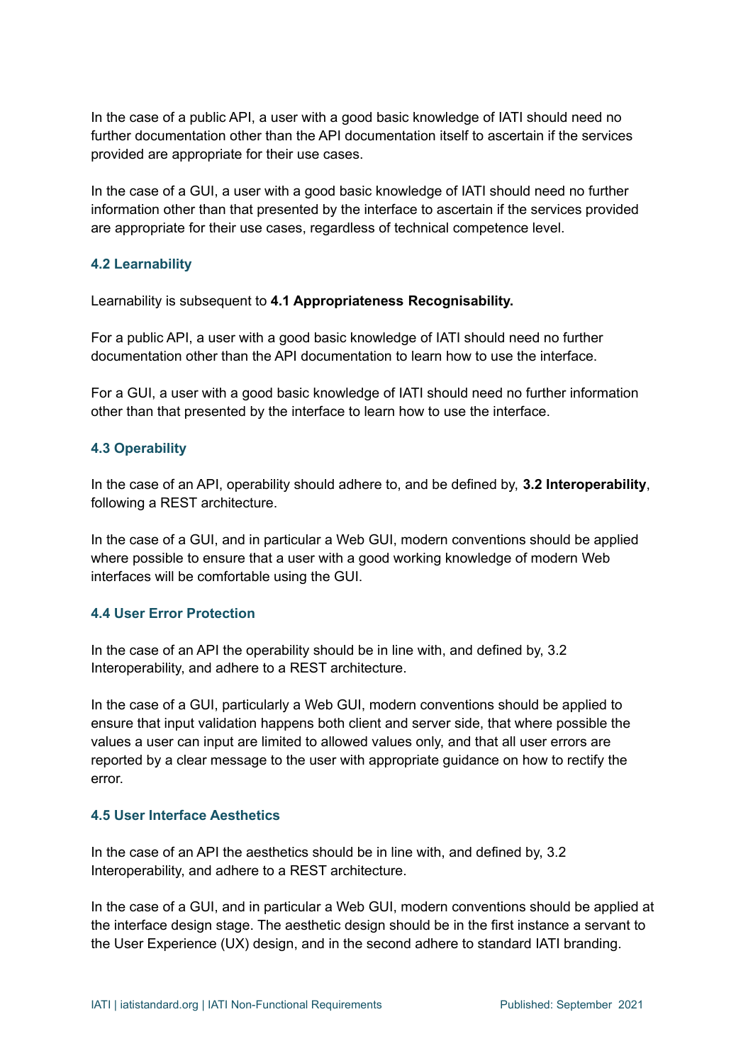In the case of a public API, a user with a good basic knowledge of IATI should need no further documentation other than the API documentation itself to ascertain if the services provided are appropriate for their use cases.

In the case of a GUI, a user with a good basic knowledge of IATI should need no further information other than that presented by the interface to ascertain if the services provided are appropriate for their use cases, regardless of technical competence level.

### 4.2 Learnability

Learnability is subsequent to **4.1 Appropriateness Recognisability.**

For a public API, a user with a good basic knowledge of IATI should need no further documentation other than the API documentation to learn how to use the interface.

For a GUI, a user with a good basic knowledge of IATI should need no further information other than that presented by the interface to learn how to use the interface.

### 4.3 Operability

In the case of an API, operability should adhere to, and be defined by, **3.2 Interoperability**, following a REST architecture.

In the case of a GUI, and in particular a Web GUI, modern conventions should be applied where possible to ensure that a user with a good working knowledge of modern Web interfaces will be comfortable using the GUI.

### 4.4 User Error Protection

In the case of an API the operability should be in line with, and defined by, 3.2 Interoperability, and adhere to a REST architecture.

In the case of a GUI, particularly a Web GUI, modern conventions should be applied to ensure that input validation happens both client and server side, that where possible the values a user can input are limited to allowed values only, and that all user errors are reported by a clear message to the user with appropriate guidance on how to rectify the error.

### 4.5 User Interface Aesthetics

In the case of an API the aesthetics should be in line with, and defined by, 3.2 Interoperability, and adhere to a REST architecture.

In the case of a GUI, and in particular a Web GUI, modern conventions should be applied at the interface design stage. The aesthetic design should be in the first instance a servant to the User Experience (UX) design, and in the second adhere to standard IATI branding.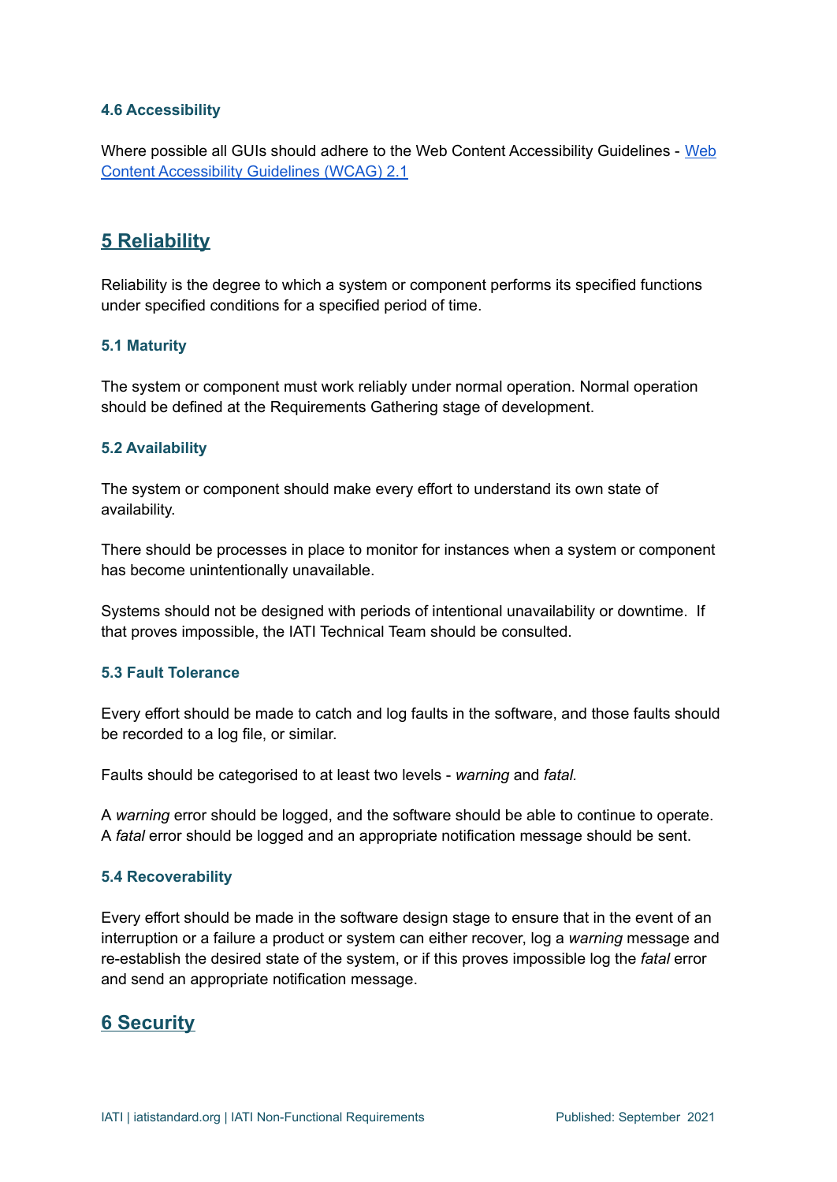### 4.6 Accessibility

Where possible all GUIs should adhere to the Web Content Accessibility Guidelines - [Web Content Accessibility Guidelines (WCAG) 2.1]()

## 5 Reliability

Reliability is the degree to which a system or component performs its specified functions under specified conditions for a specified period of time.

### 5.1 Maturity

The system or component must work reliably under normal operation. Normal operation should be defined at the Requirements Gathering stage of development.

### 5.2 Availability

The system or component should make every effort to understand its own state of availability.

There should be processes in place to monitor for instances when a system or component has become unintentionally unavailable.

Systems should not be designed with periods of intentional unavailability or downtime. If that proves impossible, the IATI Technical Team should be consulted.

### 5.3 Fault Tolerance

Every effort should be made to catch and log faults in the software, and those faults should be recorded to a log file, or similar.

Faults should be categorised to at least two levels - *warning* and *fatal.*

A *warning* error should be logged, and the software should be able to continue to operate. A *fatal* error should be logged and an appropriate notification message should be sent.

### 5.4 Recoverability

Every effort should be made in the software design stage to ensure that in the event of an interruption or a failure a product or system can either recover, log a *warning* message and re-establish the desired state of the system, or if this proves impossible log the *fatal* error and send an appropriate notification message.

## 6 Security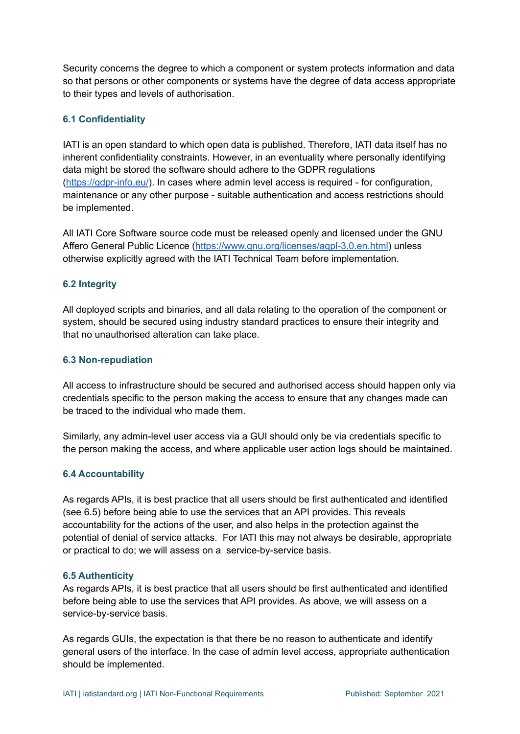Security concerns the degree to which a component or system protects information and data so that persons or other components or systems have the degree of data access appropriate to their types and levels of authorisation.

### 6.1 Confidentiality

IATI is an open standard to which open data is published. Therefore, IATI data itself has no inherent confidentiality constraints. However, in an eventuality where personally identifying data might be stored the software should adhere to the GDPR regulations (https://gdpr-info.eu/). In cases where admin level access is required - for configuration, maintenance or any other purpose - suitable authentication and access restrictions should be implemented.

All IATI Core Software source code must be released openly and licensed under the GNU Affero General Public Licence (https://www.gnu.org/licenses/agpl-3.0.en.html) unless otherwise explicitly agreed with the IATI Technical Team before implementation.

### 6.2 Integrity

All deployed scripts and binaries, and all data relating to the operation of the component or system, should be secured using industry standard practices to ensure their integrity and that no unauthorised alteration can take place.

### 6.3 Non-repudiation

All access to infrastructure should be secured and authorised access should happen only via credentials specific to the person making the access to ensure that any changes made can be traced to the individual who made them.

Similarly, any admin-level user access via a GUI should only be via credentials specific to the person making the access, and where applicable user action logs should be maintained.

### 6.4 Accountability

As regards APIs, it is best practice that all users should be first authenticated and identified (see 6.5) before being able to use the services that an API provides. This reveals accountability for the actions of the user, and also helps in the protection against the potential of denial of service attacks. For IATI this may not always be desirable, appropriate or practical to do; we will assess on a service-by-service basis.

### 6.5 Authenticity

As regards APIs, it is best practice that all users should be first authenticated and identified before being able to use the services that API provides. As above, we will assess on a service-by-service basis.

As regards GUIs, the expectation is that there be no reason to authenticate and identify general users of the interface. In the case of admin level access, appropriate authentication should be implemented.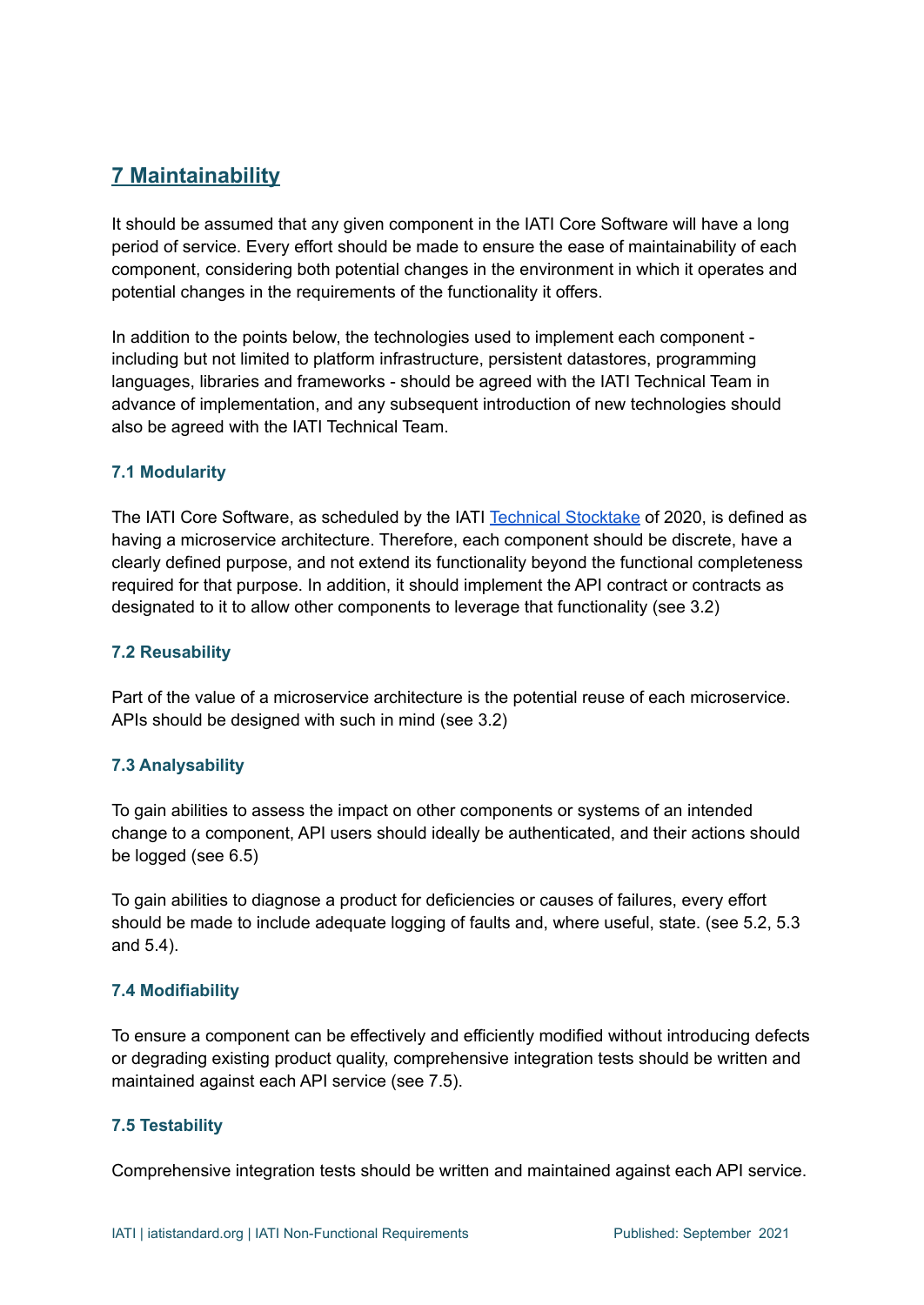## 7 Maintainability

It should be assumed that any given component in the IATI Core Software will have a long period of service. Every effort should be made to ensure the ease of maintainability of each component, considering both potential changes in the environment in which it operates and potential changes in the requirements of the functionality it offers.

In addition to the points below, the technologies used to implement each component - including but not limited to platform infrastructure, persistent datastores, programming languages, libraries and frameworks - should be agreed with the IATI Technical Team in advance of implementation, and any subsequent introduction of new technologies should also be agreed with the IATI Technical Team.

### 7.1 Modularity

The IATI Core Software, as scheduled by the IATI Technical Stocktake of 2020, is defined as having a microservice architecture. Therefore, each component should be discrete, have a clearly defined purpose, and not extend its functionality beyond the functional completeness required for that purpose. In addition, it should implement the API contract or contracts as designated to it to allow other components to leverage that functionality (see 3.2)

### 7.2 Reusability

Part of the value of a microservice architecture is the potential reuse of each microservice. APIs should be designed with such in mind (see 3.2)

### 7.3 Analysability

To gain abilities to assess the impact on other components or systems of an intended change to a component, API users should ideally be authenticated, and their actions should be logged (see 6.5)

To gain abilities to diagnose a product for deficiencies or causes of failures, every effort should be made to include adequate logging of faults and, where useful, state. (see 5.2, 5.3 and 5.4).

### 7.4 Modifiability

To ensure a component can be effectively and efficiently modified without introducing defects or degrading existing product quality, comprehensive integration tests should be written and maintained against each API service (see 7.5).

### 7.5 Testability

Comprehensive integration tests should be written and maintained against each API service.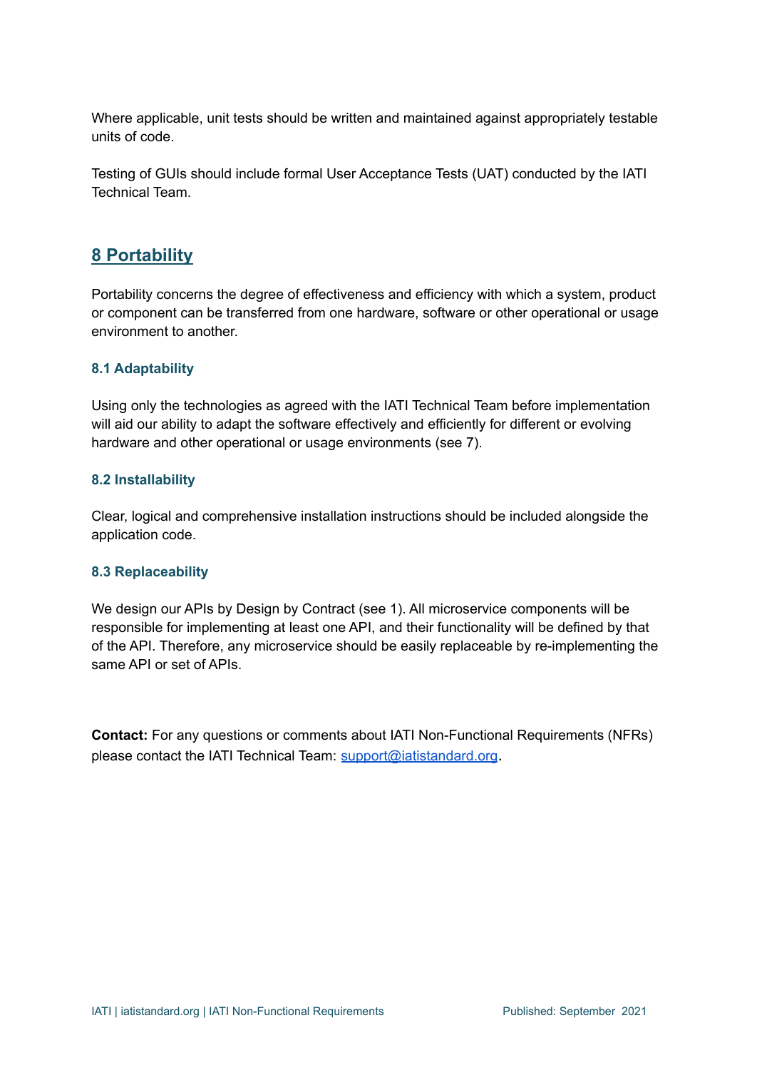Where applicable, unit tests should be written and maintained against appropriately testable units of code.

Testing of GUIs should include formal User Acceptance Tests (UAT) conducted by the IATI Technical Team.

## 8 Portability

Portability concerns the degree of effectiveness and efficiency with which a system, product or component can be transferred from one hardware, software or other operational or usage environment to another.

### 8.1 Adaptability

Using only the technologies as agreed with the IATI Technical Team before implementation will aid our ability to adapt the software effectively and efficiently for different or evolving hardware and other operational or usage environments (see 7).

### 8.2 Installability

Clear, logical and comprehensive installation instructions should be included alongside the application code.

### 8.3 Replaceability

We design our APIs by Design by Contract (see 1). All microservice components will be responsible for implementing at least one API, and their functionality will be defined by that of the API. Therefore, any microservice should be easily replaceable by re-implementing the same API or set of APIs.

**Contact:** For any questions or comments about IATI Non-Functional Requirements (NFRs) please contact the IATI Technical Team: [support@iatistandard.org](mailto:support@iatistandard.org).